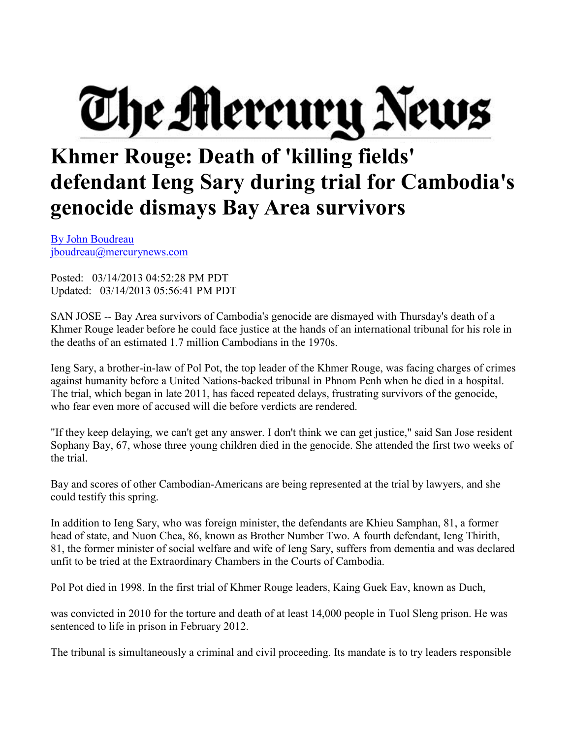# The Mercury News

# Khmer Rouge: Death of 'killing fields' defendant Ieng Sary during trial for Cambodia's genocide dismays Bay Area survivors

By John Boudreau
jboudreau@mercurynews.com

Posted: 03/14/2013 04:52:28 PM PDT
Updated: 03/14/2013 05:56:41 PM PDT

SAN JOSE -- Bay Area survivors of Cambodia's genocide are dismayed with Thursday's death of a Khmer Rouge leader before he could face justice at the hands of an international tribunal for his role in the deaths of an estimated 1.7 million Cambodians in the 1970s.

Ieng Sary, a brother-in-law of Pol Pot, the top leader of the Khmer Rouge, was facing charges of crimes against humanity before a United Nations-backed tribunal in Phnom Penh when he died in a hospital. The trial, which began in late 2011, has faced repeated delays, frustrating survivors of the genocide, who fear even more of accused will die before verdicts are rendered.

"If they keep delaying, we can't get any answer. I don't think we can get justice," said San Jose resident Sophany Bay, 67, whose three young children died in the genocide. She attended the first two weeks of the trial.

Bay and scores of other Cambodian-Americans are being represented at the trial by lawyers, and she could testify this spring.

In addition to Ieng Sary, who was foreign minister, the defendants are Khieu Samphan, 81, a former head of state, and Nuon Chea, 86, known as Brother Number Two. A fourth defendant, Ieng Thirith, 81, the former minister of social welfare and wife of Ieng Sary, suffers from dementia and was declared unfit to be tried at the Extraordinary Chambers in the Courts of Cambodia.

Pol Pot died in 1998. In the first trial of Khmer Rouge leaders, Kaing Guek Eav, known as Duch, was convicted in 2010 for the torture and death of at least 14,000 people in Tuol Sleng prison. He was sentenced to life in prison in February 2012.

The tribunal is simultaneously a criminal and civil proceeding. Its mandate is to try leaders responsible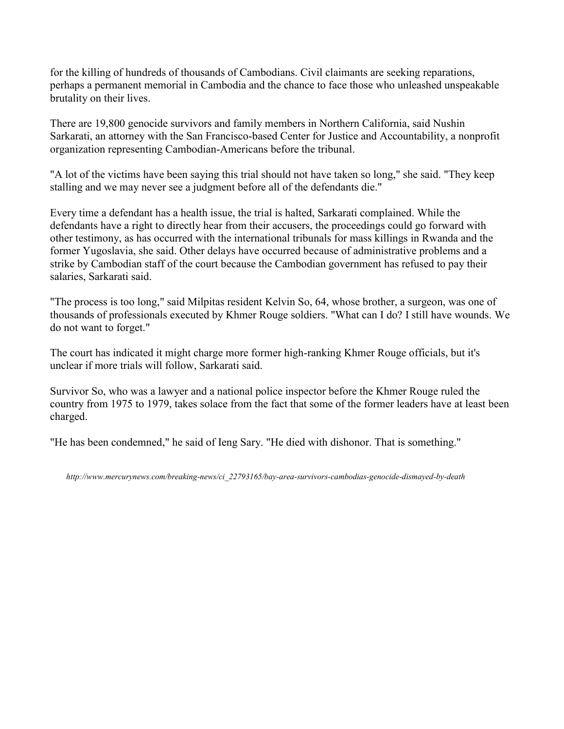for the killing of hundreds of thousands of Cambodians. Civil claimants are seeking reparations, perhaps a permanent memorial in Cambodia and the chance to face those who unleashed unspeakable brutality on their lives.

There are 19,800 genocide survivors and family members in Northern California, said Nushin Sarkarati, an attorney with the San Francisco-based Center for Justice and Accountability, a nonprofit organization representing Cambodian-Americans before the tribunal.

"A lot of the victims have been saying this trial should not have taken so long," she said. "They keep stalling and we may never see a judgment before all of the defendants die."

Every time a defendant has a health issue, the trial is halted, Sarkarati complained. While the defendants have a right to directly hear from their accusers, the proceedings could go forward with other testimony, as has occurred with the international tribunals for mass killings in Rwanda and the former Yugoslavia, she said. Other delays have occurred because of administrative problems and a strike by Cambodian staff of the court because the Cambodian government has refused to pay their salaries, Sarkarati said.

"The process is too long," said Milpitas resident Kelvin So, 64, whose brother, a surgeon, was one of thousands of professionals executed by Khmer Rouge soldiers. "What can I do? I still have wounds. We do not want to forget."

The court has indicated it might charge more former high-ranking Khmer Rouge officials, but it's unclear if more trials will follow, Sarkarati said.

Survivor So, who was a lawyer and a national police inspector before the Khmer Rouge ruled the country from 1975 to 1979, takes solace from the fact that some of the former leaders have at least been charged.

"He has been condemned," he said of Ieng Sary. "He died with dishonor. That is something."

*http://www.mercurynews.com/breaking-news/ci_22793165/bay-area-survivors-cambodias-genocide-dismayed-by-death*